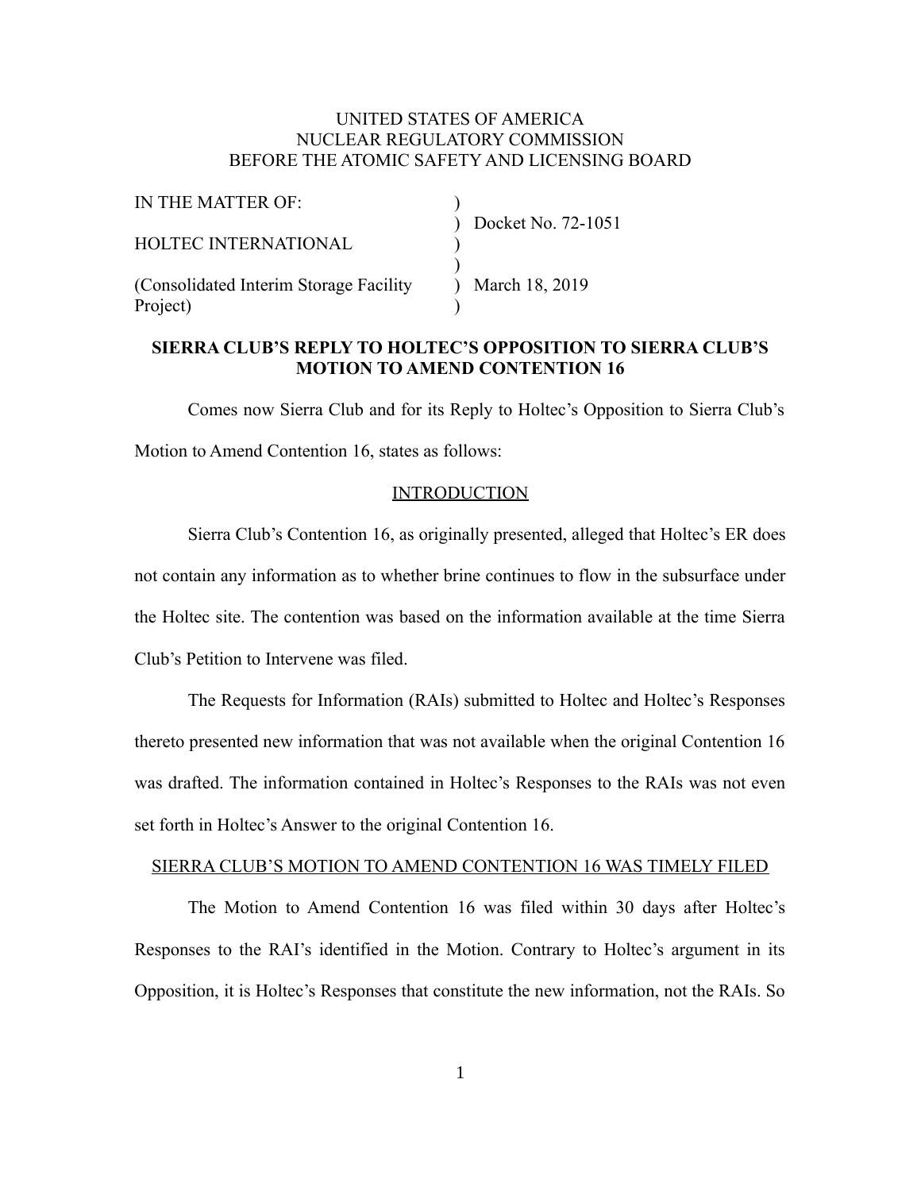UNITED STATES OF AMERICA
NUCLEAR REGULATORY COMMISSION
BEFORE THE ATOMIC SAFETY AND LICENSING BOARD

| | | |
|---|---|---|
| IN THE MATTER OF: | ) | |
| | ) | Docket No. 72-1051 |
| HOLTEC INTERNATIONAL | ) | |
| | ) | |
| (Consolidated Interim Storage Facility Project) | ) | March 18, 2019 |
| | ) | |

**SIERRA CLUB'S REPLY TO HOLTEC'S OPPOSITION TO SIERRA CLUB'S MOTION TO AMEND CONTENTION 16**

Comes now Sierra Club and for its Reply to Holtec's Opposition to Sierra Club's Motion to Amend Contention 16, states as follows:

## INTRODUCTION

Sierra Club's Contention 16, as originally presented, alleged that Holtec's ER does not contain any information as to whether brine continues to flow in the subsurface under the Holtec site. The contention was based on the information available at the time Sierra Club's Petition to Intervene was filed.

The Requests for Information (RAIs) submitted to Holtec and Holtec's Responses thereto presented new information that was not available when the original Contention 16 was drafted. The information contained in Holtec's Responses to the RAIs was not even set forth in Holtec's Answer to the original Contention 16.

## SIERRA CLUB'S MOTION TO AMEND CONTENTION 16 WAS TIMELY FILED

The Motion to Amend Contention 16 was filed within 30 days after Holtec's Responses to the RAI's identified in the Motion. Contrary to Holtec's argument in its Opposition, it is Holtec's Responses that constitute the new information, not the RAIs. So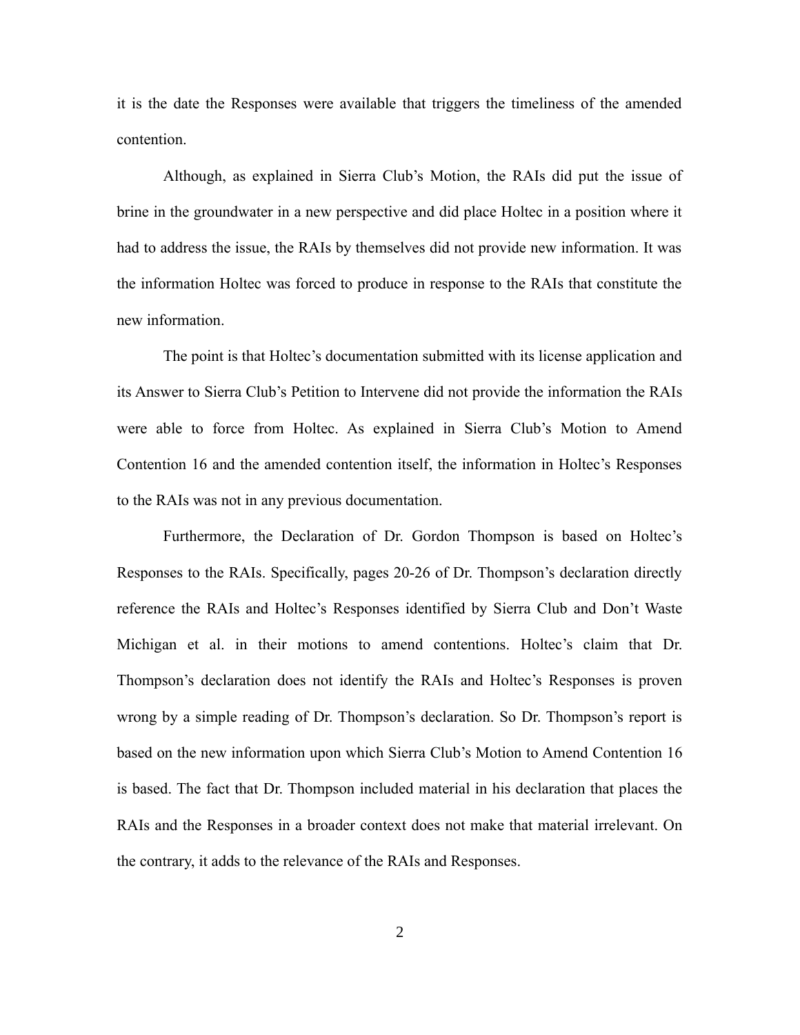it is the date the Responses were available that triggers the timeliness of the amended contention.

Although, as explained in Sierra Club's Motion, the RAIs did put the issue of brine in the groundwater in a new perspective and did place Holtec in a position where it had to address the issue, the RAIs by themselves did not provide new information. It was the information Holtec was forced to produce in response to the RAIs that constitute the new information.

The point is that Holtec's documentation submitted with its license application and its Answer to Sierra Club's Petition to Intervene did not provide the information the RAIs were able to force from Holtec. As explained in Sierra Club's Motion to Amend Contention 16 and the amended contention itself, the information in Holtec's Responses to the RAIs was not in any previous documentation.

Furthermore, the Declaration of Dr. Gordon Thompson is based on Holtec's Responses to the RAIs. Specifically, pages 20-26 of Dr. Thompson's declaration directly reference the RAIs and Holtec's Responses identified by Sierra Club and Don't Waste Michigan et al. in their motions to amend contentions. Holtec's claim that Dr. Thompson's declaration does not identify the RAIs and Holtec's Responses is proven wrong by a simple reading of Dr. Thompson's declaration. So Dr. Thompson's report is based on the new information upon which Sierra Club's Motion to Amend Contention 16 is based. The fact that Dr. Thompson included material in his declaration that places the RAIs and the Responses in a broader context does not make that material irrelevant. On the contrary, it adds to the relevance of the RAIs and Responses.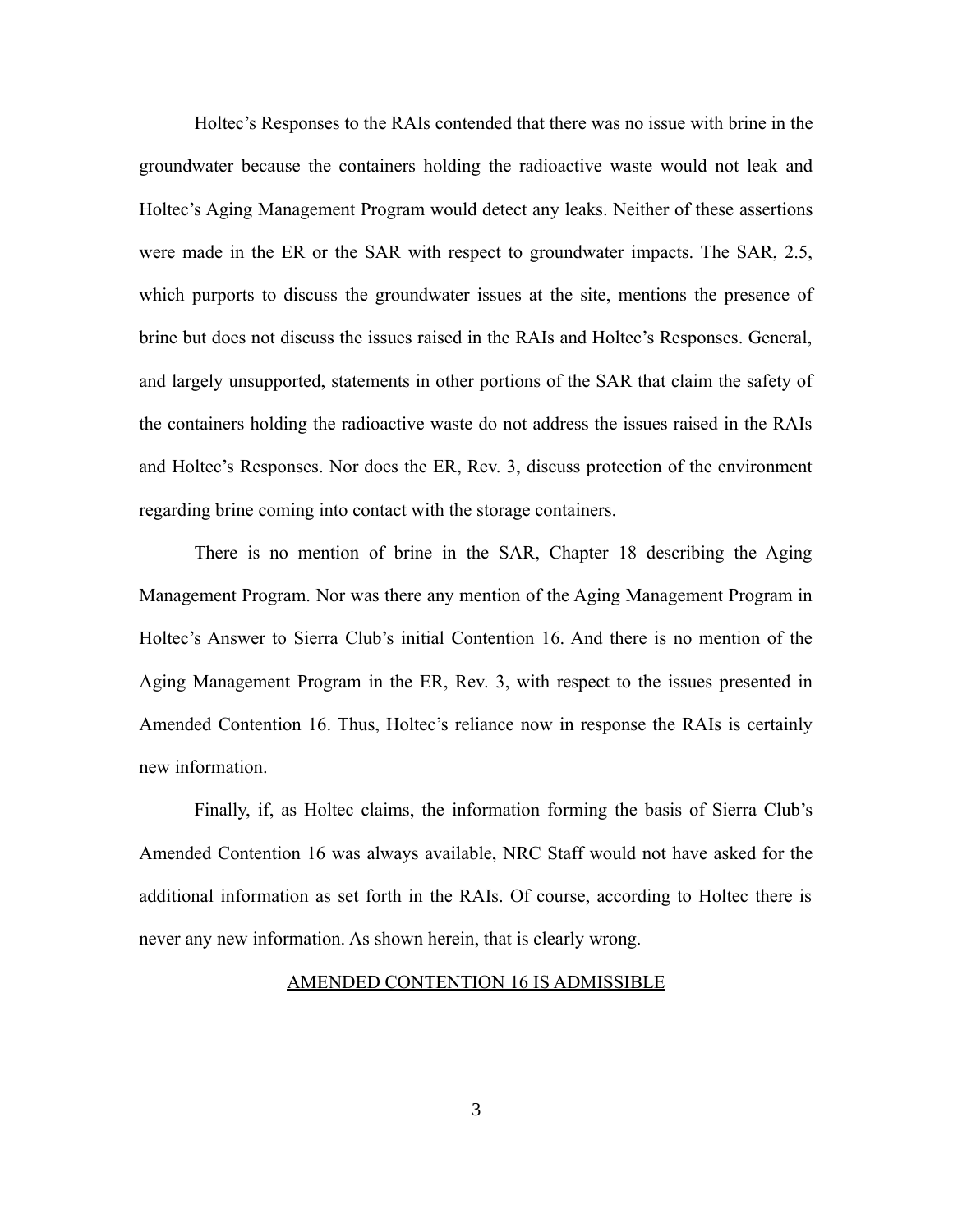Holtec's Responses to the RAIs contended that there was no issue with brine in the groundwater because the containers holding the radioactive waste would not leak and Holtec's Aging Management Program would detect any leaks. Neither of these assertions were made in the ER or the SAR with respect to groundwater impacts. The SAR, 2.5, which purports to discuss the groundwater issues at the site, mentions the presence of brine but does not discuss the issues raised in the RAIs and Holtec's Responses. General, and largely unsupported, statements in other portions of the SAR that claim the safety of the containers holding the radioactive waste do not address the issues raised in the RAIs and Holtec's Responses. Nor does the ER, Rev. 3, discuss protection of the environment regarding brine coming into contact with the storage containers.

There is no mention of brine in the SAR, Chapter 18 describing the Aging Management Program. Nor was there any mention of the Aging Management Program in Holtec's Answer to Sierra Club's initial Contention 16. And there is no mention of the Aging Management Program in the ER, Rev. 3, with respect to the issues presented in Amended Contention 16. Thus, Holtec's reliance now in response the RAIs is certainly new information.

Finally, if, as Holtec claims, the information forming the basis of Sierra Club's Amended Contention 16 was always available, NRC Staff would not have asked for the additional information as set forth in the RAIs. Of course, according to Holtec there is never any new information. As shown herein, that is clearly wrong.

## AMENDED CONTENTION 16 IS ADMISSIBLE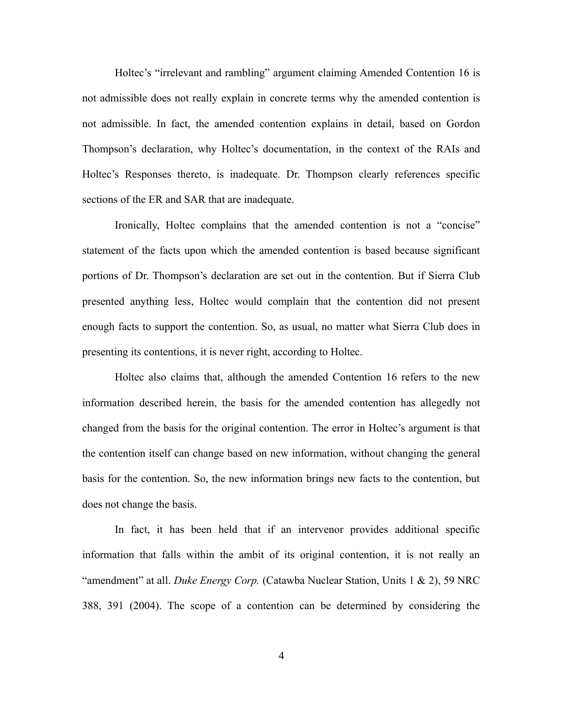Holtec's "irrelevant and rambling" argument claiming Amended Contention 16 is not admissible does not really explain in concrete terms why the amended contention is not admissible. In fact, the amended contention explains in detail, based on Gordon Thompson's declaration, why Holtec's documentation, in the context of the RAIs and Holtec's Responses thereto, is inadequate. Dr. Thompson clearly references specific sections of the ER and SAR that are inadequate.

Ironically, Holtec complains that the amended contention is not a "concise" statement of the facts upon which the amended contention is based because significant portions of Dr. Thompson's declaration are set out in the contention. But if Sierra Club presented anything less, Holtec would complain that the contention did not present enough facts to support the contention. So, as usual, no matter what Sierra Club does in presenting its contentions, it is never right, according to Holtec.

Holtec also claims that, although the amended Contention 16 refers to the new information described herein, the basis for the amended contention has allegedly not changed from the basis for the original contention. The error in Holtec's argument is that the contention itself can change based on new information, without changing the general basis for the contention. So, the new information brings new facts to the contention, but does not change the basis.

In fact, it has been held that if an intervenor provides additional specific information that falls within the ambit of its original contention, it is not really an "amendment" at all. *Duke Energy Corp.* (Catawba Nuclear Station, Units 1 & 2), 59 NRC 388, 391 (2004). The scope of a contention can be determined by considering the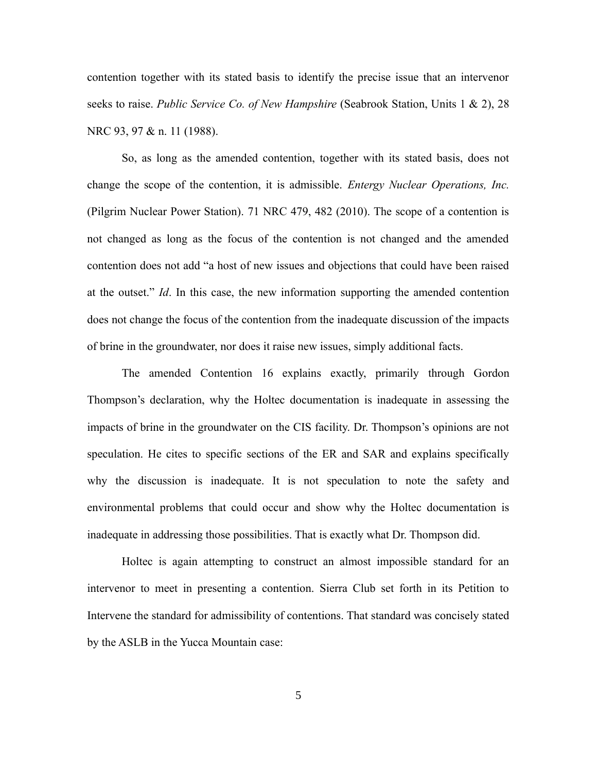contention together with its stated basis to identify the precise issue that an intervenor seeks to raise. *Public Service Co. of New Hampshire* (Seabrook Station, Units 1 & 2), 28 NRC 93, 97 & n. 11 (1988).

So, as long as the amended contention, together with its stated basis, does not change the scope of the contention, it is admissible. *Entergy Nuclear Operations, Inc.* (Pilgrim Nuclear Power Station). 71 NRC 479, 482 (2010). The scope of a contention is not changed as long as the focus of the contention is not changed and the amended contention does not add "a host of new issues and objections that could have been raised at the outset." *Id*. In this case, the new information supporting the amended contention does not change the focus of the contention from the inadequate discussion of the impacts of brine in the groundwater, nor does it raise new issues, simply additional facts.

The amended Contention 16 explains exactly, primarily through Gordon Thompson's declaration, why the Holtec documentation is inadequate in assessing the impacts of brine in the groundwater on the CIS facility. Dr. Thompson's opinions are not speculation. He cites to specific sections of the ER and SAR and explains specifically why the discussion is inadequate. It is not speculation to note the safety and environmental problems that could occur and show why the Holtec documentation is inadequate in addressing those possibilities. That is exactly what Dr. Thompson did.

Holtec is again attempting to construct an almost impossible standard for an intervenor to meet in presenting a contention. Sierra Club set forth in its Petition to Intervene the standard for admissibility of contentions. That standard was concisely stated by the ASLB in the Yucca Mountain case: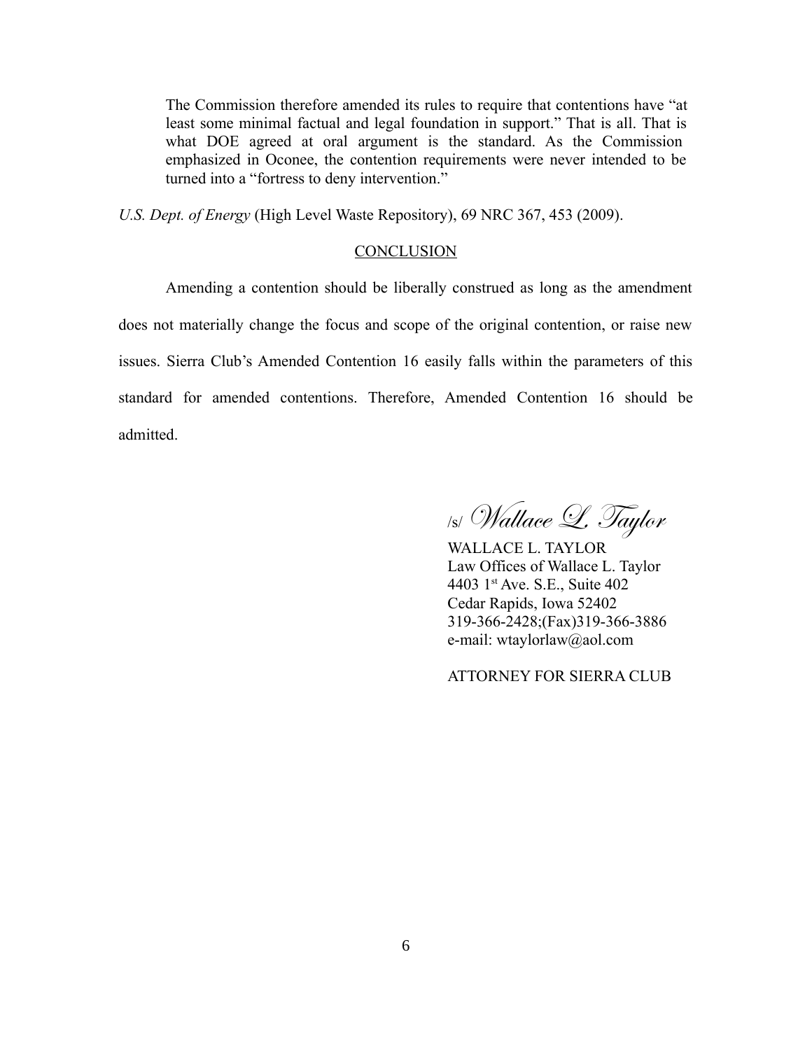> The Commission therefore amended its rules to require that contentions have "at least some minimal factual and legal foundation in support." That is all. That is what DOE agreed at oral argument is the standard. As the Commission emphasized in Oconee, the contention requirements were never intended to be turned into a "fortress to deny intervention."

*U.S. Dept. of Energy* (High Level Waste Repository), 69 NRC 367, 453 (2009).

## CONCLUSION

Amending a contention should be liberally construed as long as the amendment does not materially change the focus and scope of the original contention, or raise new issues. Sierra Club's Amended Contention 16 easily falls within the parameters of this standard for amended contentions. Therefore, Amended Contention 16 should be admitted.

/s/ *Wallace L. Taylor*

WALLACE L. TAYLOR
Law Offices of Wallace L. Taylor
4403 1st Ave. S.E., Suite 402
Cedar Rapids, Iowa 52402
319-366-2428;(Fax)319-366-3886
e-mail: wtaylorlaw@aol.com

ATTORNEY FOR SIERRA CLUB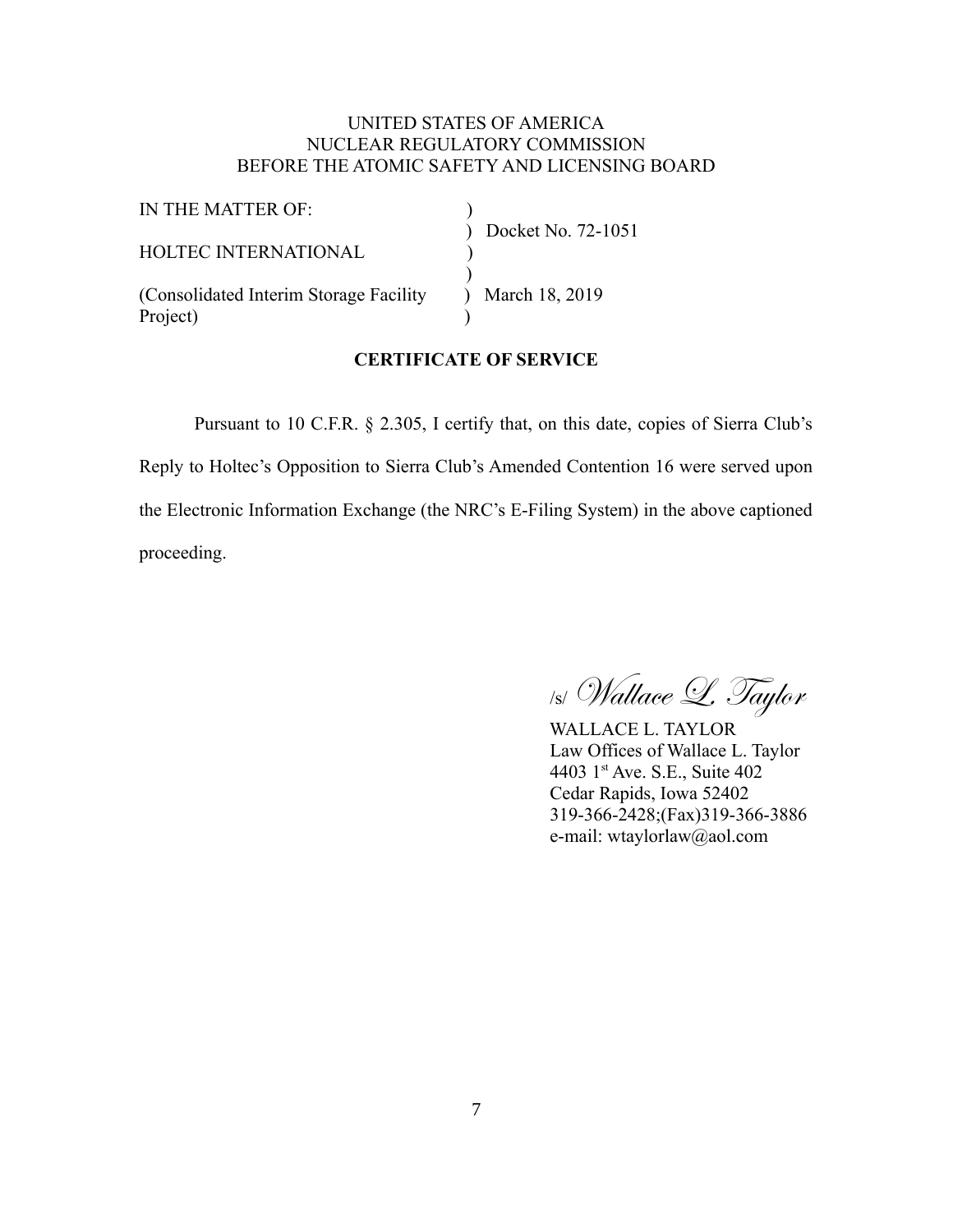UNITED STATES OF AMERICA
NUCLEAR REGULATORY COMMISSION
BEFORE THE ATOMIC SAFETY AND LICENSING BOARD

| | | |
|---|---|---|
| IN THE MATTER OF: | ) | |
| | ) | Docket No. 72-1051 |
| HOLTEC INTERNATIONAL | ) | |
| | ) | |
| (Consolidated Interim Storage Facility | ) | March 18, 2019 |
| Project) | ) | |

**CERTIFICATE OF SERVICE**

Pursuant to 10 C.F.R. § 2.305, I certify that, on this date, copies of Sierra Club's Reply to Holtec's Opposition to Sierra Club's Amended Contention 16 were served upon the Electronic Information Exchange (the NRC's E-Filing System) in the above captioned proceeding.

/s/ *Wallace L. Taylor*

WALLACE L. TAYLOR
Law Offices of Wallace L. Taylor
4403 1st Ave. S.E., Suite 402
Cedar Rapids, Iowa 52402
319-366-2428;(Fax)319-366-3886
e-mail: wtaylorlaw@aol.com